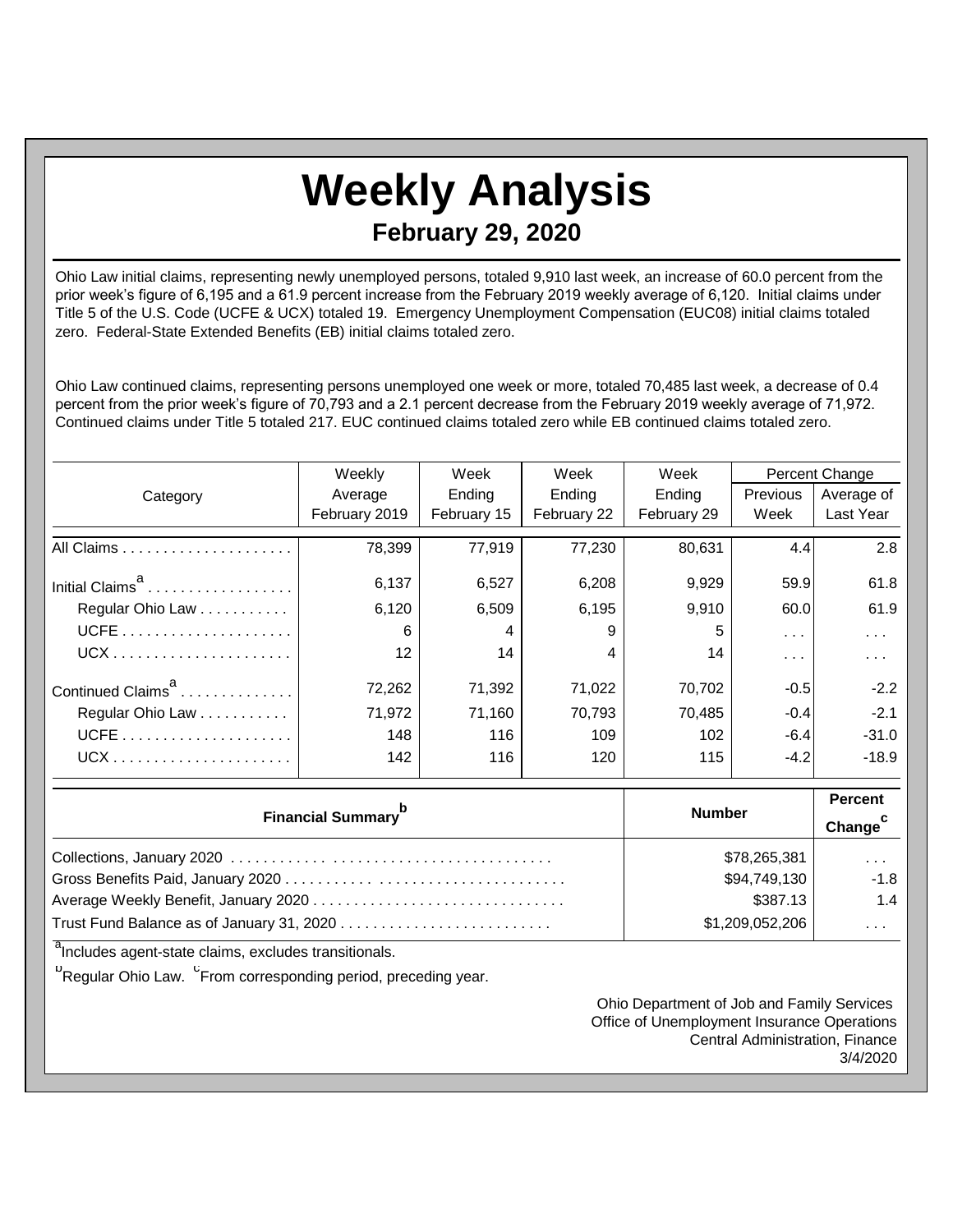# Weekly Analysis

## February 29, 2020

Ohio Law initial claims, representing newly unemployed persons, totaled 9,910 last week, an increase of 60.0 percent from the prior week's figure of 6,195 and a 61.9 percent increase from the February 2019 weekly average of 6,120. Initial claims under Title 5 of the U.S. Code (UCFE & UCX) totaled 19. Emergency Unemployment Compensation (EUC08) initial claims totaled zero. Federal-State Extended Benefits (EB) initial claims totaled zero.

Ohio Law continued claims, representing persons unemployed one week or more, totaled 70,485 last week, a decrease of 0.4 percent from the prior week's figure of 70,793 and a 2.1 percent decrease from the February 2019 weekly average of 71,972. Continued claims under Title 5 totaled 217. EUC continued claims totaled zero while EB continued claims totaled zero.

| Category | Weekly Average February 2019 | Week Ending February 15 | Week Ending February 22 | Week Ending February 29 | Percent Change Previous Week | Percent Change Average of Last Year |
|---|---|---|---|---|---|---|
| All Claims | 78,399 | 77,919 | 77,230 | 80,631 | 4.4 | 2.8 |
| Initial Claims[a] | 6,137 | 6,527 | 6,208 | 9,929 | 59.9 | 61.8 |
| Regular Ohio Law | 6,120 | 6,509 | 6,195 | 9,910 | 60.0 | 61.9 |
| UCFE | 6 | 4 | 9 | 5 | ... | ... |
| UCX | 12 | 14 | 4 | 14 | ... | ... |
| Continued Claims[a] | 72,262 | 71,392 | 71,022 | 70,702 | -0.5 | -2.2 |
| Regular Ohio Law | 71,972 | 71,160 | 70,793 | 70,485 | -0.4 | -2.1 |
| UCFE | 148 | 116 | 109 | 102 | -6.4 | -31.0 |
| UCX | 142 | 116 | 120 | 115 | -4.2 | -18.9 |

| Financial Summary[b] | Number | Percent Change[c] |
|---|---|---|
| Collections, January 2020 | $78,265,381 | ... |
| Gross Benefits Paid, January 2020 | $94,749,130 | -1.8 |
| Average Weekly Benefit, January 2020 | $387.13 | 1.4 |
| Trust Fund Balance as of January 31, 2020 | $1,209,052,206 | ... |

[a]Includes agent-state claims, excludes transitionals.

[b]Regular Ohio Law. [c]From corresponding period, preceding year.

Ohio Department of Job and Family Services
Office of Unemployment Insurance Operations
Central Administration, Finance
3/4/2020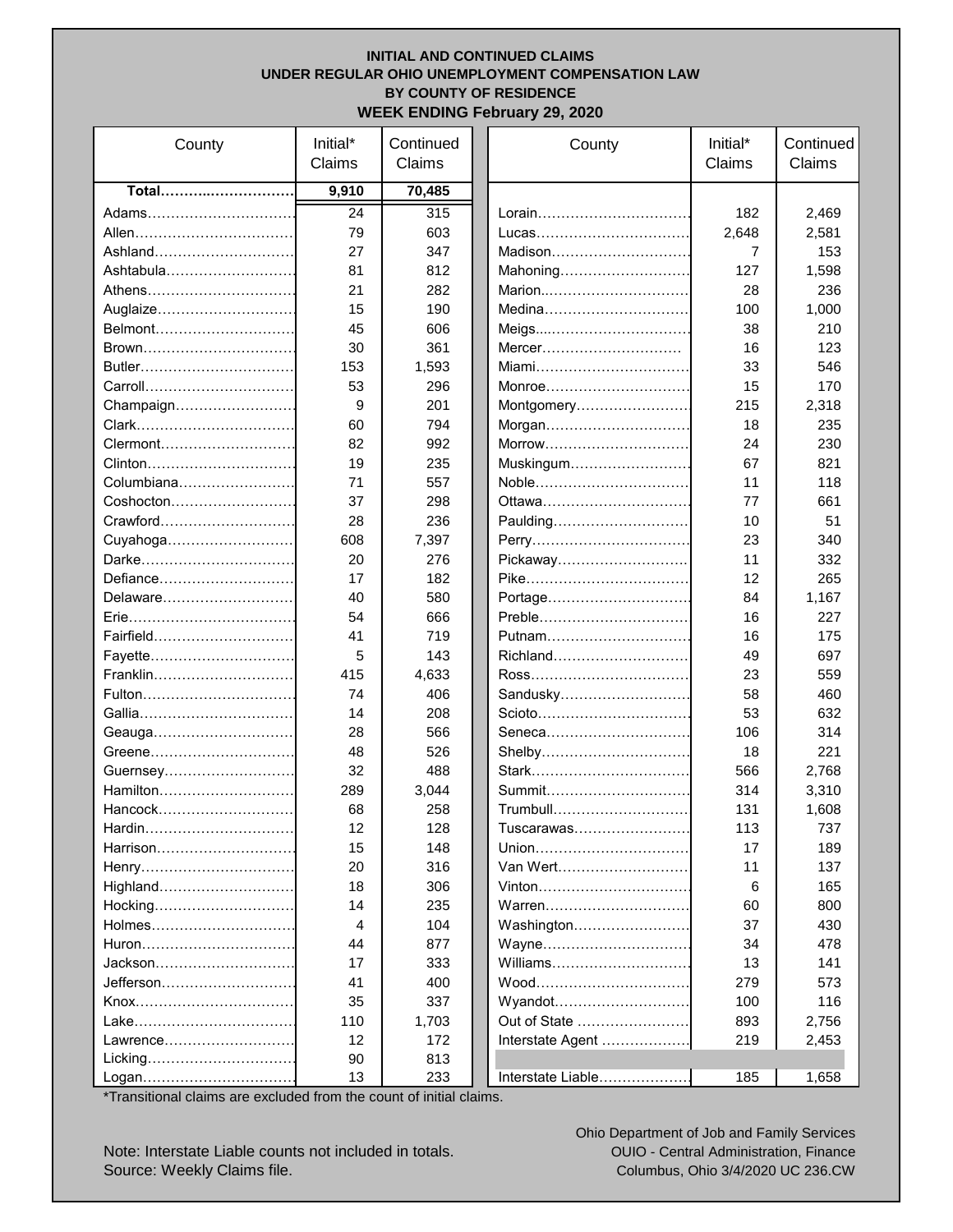**INITIAL AND CONTINUED CLAIMS**
**UNDER REGULAR OHIO UNEMPLOYMENT COMPENSATION LAW**
**BY COUNTY OF RESIDENCE**
**WEEK ENDING February 29, 2020**

| County | Initial* Claims | Continued Claims | County | Initial* Claims | Continued Claims |
|---|---|---|---|---|---|
| **Total** | **9,910** | **70,485** | | | |
| Adams | 24 | 315 | Lorain | 182 | 2,469 |
| Allen | 79 | 603 | Lucas | 2,648 | 2,581 |
| Ashland | 27 | 347 | Madison | 7 | 153 |
| Ashtabula | 81 | 812 | Mahoning | 127 | 1,598 |
| Athens | 21 | 282 | Marion | 28 | 236 |
| Auglaize | 15 | 190 | Medina | 100 | 1,000 |
| Belmont | 45 | 606 | Meigs | 38 | 210 |
| Brown | 30 | 361 | Mercer | 16 | 123 |
| Butler | 153 | 1,593 | Miami | 33 | 546 |
| Carroll | 53 | 296 | Monroe | 15 | 170 |
| Champaign | 9 | 201 | Montgomery | 215 | 2,318 |
| Clark | 60 | 794 | Morgan | 18 | 235 |
| Clermont | 82 | 992 | Morrow | 24 | 230 |
| Clinton | 19 | 235 | Muskingum | 67 | 821 |
| Columbiana | 71 | 557 | Noble | 11 | 118 |
| Coshocton | 37 | 298 | Ottawa | 77 | 661 |
| Crawford | 28 | 236 | Paulding | 10 | 51 |
| Cuyahoga | 608 | 7,397 | Perry | 23 | 340 |
| Darke | 20 | 276 | Pickaway | 11 | 332 |
| Defiance | 17 | 182 | Pike | 12 | 265 |
| Delaware | 40 | 580 | Portage | 84 | 1,167 |
| Erie | 54 | 666 | Preble | 16 | 227 |
| Fairfield | 41 | 719 | Putnam | 16 | 175 |
| Fayette | 5 | 143 | Richland | 49 | 697 |
| Franklin | 415 | 4,633 | Ross | 23 | 559 |
| Fulton | 74 | 406 | Sandusky | 58 | 460 |
| Gallia | 14 | 208 | Scioto | 53 | 632 |
| Geauga | 28 | 566 | Seneca | 106 | 314 |
| Greene | 48 | 526 | Shelby | 18 | 221 |
| Guernsey | 32 | 488 | Stark | 566 | 2,768 |
| Hamilton | 289 | 3,044 | Summit | 314 | 3,310 |
| Hancock | 68 | 258 | Trumbull | 131 | 1,608 |
| Hardin | 12 | 128 | Tuscarawas | 113 | 737 |
| Harrison | 15 | 148 | Union | 17 | 189 |
| Henry | 20 | 316 | Van Wert | 11 | 137 |
| Highland | 18 | 306 | Vinton | 6 | 165 |
| Hocking | 14 | 235 | Warren | 60 | 800 |
| Holmes | 4 | 104 | Washington | 37 | 430 |
| Huron | 44 | 877 | Wayne | 34 | 478 |
| Jackson | 17 | 333 | Williams | 13 | 141 |
| Jefferson | 41 | 400 | Wood | 279 | 573 |
| Knox | 35 | 337 | Wyandot | 100 | 116 |
| Lake | 110 | 1,703 | Out of State | 893 | 2,756 |
| Lawrence | 12 | 172 | Interstate Agent | 219 | 2,453 |
| Licking | 90 | 813 | | | |
| Logan | 13 | 233 | Interstate Liable | 185 | 1,658 |

*Transitional claims are excluded from the count of initial claims.

Note: Interstate Liable counts not included in totals.
Source: Weekly Claims file.

Ohio Department of Job and Family Services
OUIO - Central Administration, Finance
Columbus, Ohio 3/4/2020 UC 236.CW